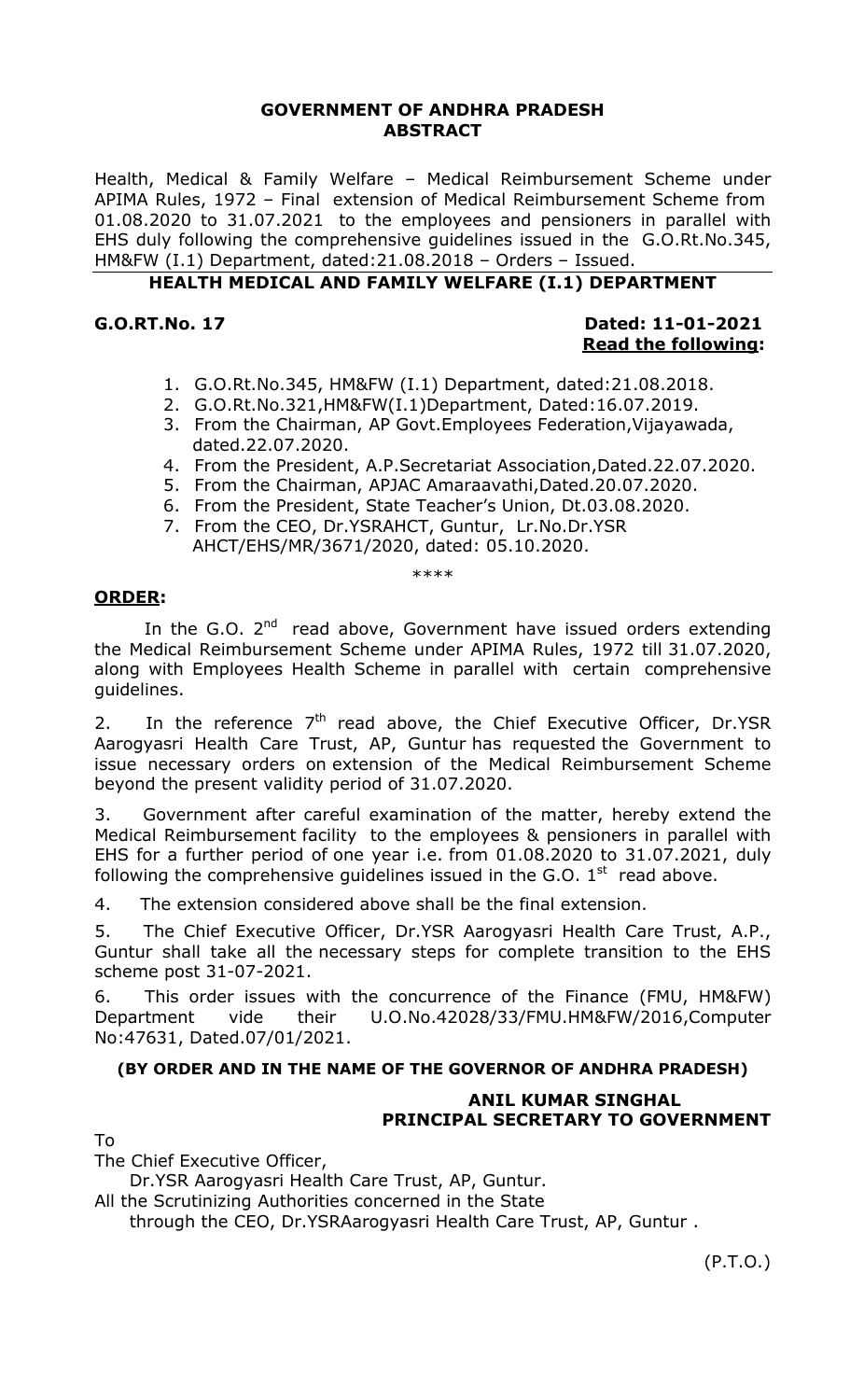**GOVERNMENT OF ANDHRA PRADESH**
**ABSTRACT**

Health, Medical & Family Welfare – Medical Reimbursement Scheme under APIMA Rules, 1972 – Final extension of Medical Reimbursement Scheme from 01.08.2020 to 31.07.2021 to the employees and pensioners in parallel with EHS duly following the comprehensive guidelines issued in the G.O.Rt.No.345, HM&FW (I.1) Department, dated:21.08.2018 – Orders – Issued.

**HEALTH MEDICAL AND FAMILY WELFARE (I.1) DEPARTMENT**

**G.O.RT.No. 17** **Dated: 11-01-2021**
**Read the following:**

1. G.O.Rt.No.345, HM&FW (I.1) Department, dated:21.08.2018.
2. G.O.Rt.No.321,HM&FW(I.1)Department, Dated:16.07.2019.
3. From the Chairman, AP Govt.Employees Federation,Vijayawada, dated.22.07.2020.
4. From the President, A.P.Secretariat Association,Dated.22.07.2020.
5. From the Chairman, APJAC Amaraavathi,Dated.20.07.2020.
6. From the President, State Teacher's Union, Dt.03.08.2020.
7. From the CEO, Dr.YSRAHCT, Guntur, Lr.No.Dr.YSR AHCT/EHS/MR/3671/2020, dated: 05.10.2020.

\*\*\*\*

**ORDER:**

In the G.O. 2nd read above, Government have issued orders extending the Medical Reimbursement Scheme under APIMA Rules, 1972 till 31.07.2020, along with Employees Health Scheme in parallel with certain comprehensive guidelines.

2. In the reference 7th read above, the Chief Executive Officer, Dr.YSR Aarogyasri Health Care Trust, AP, Guntur has requested the Government to issue necessary orders on extension of the Medical Reimbursement Scheme beyond the present validity period of 31.07.2020.

3. Government after careful examination of the matter, hereby extend the Medical Reimbursement facility to the employees & pensioners in parallel with EHS for a further period of one year i.e. from 01.08.2020 to 31.07.2021, duly following the comprehensive guidelines issued in the G.O. 1st read above.

4. The extension considered above shall be the final extension.

5. The Chief Executive Officer, Dr.YSR Aarogyasri Health Care Trust, A.P., Guntur shall take all the necessary steps for complete transition to the EHS scheme post 31-07-2021.

6. This order issues with the concurrence of the Finance (FMU, HM&FW) Department vide their U.O.No.42028/33/FMU.HM&FW/2016,Computer No:47631, Dated.07/01/2021.

**(BY ORDER AND IN THE NAME OF THE GOVERNOR OF ANDHRA PRADESH)**

**ANIL KUMAR SINGHAL**
**PRINCIPAL SECRETARY TO GOVERNMENT**

To
The Chief Executive Officer,
Dr.YSR Aarogyasri Health Care Trust, AP, Guntur.
All the Scrutinizing Authorities concerned in the State
through the CEO, Dr.YSRAarogyasri Health Care Trust, AP, Guntur .

(P.T.O.)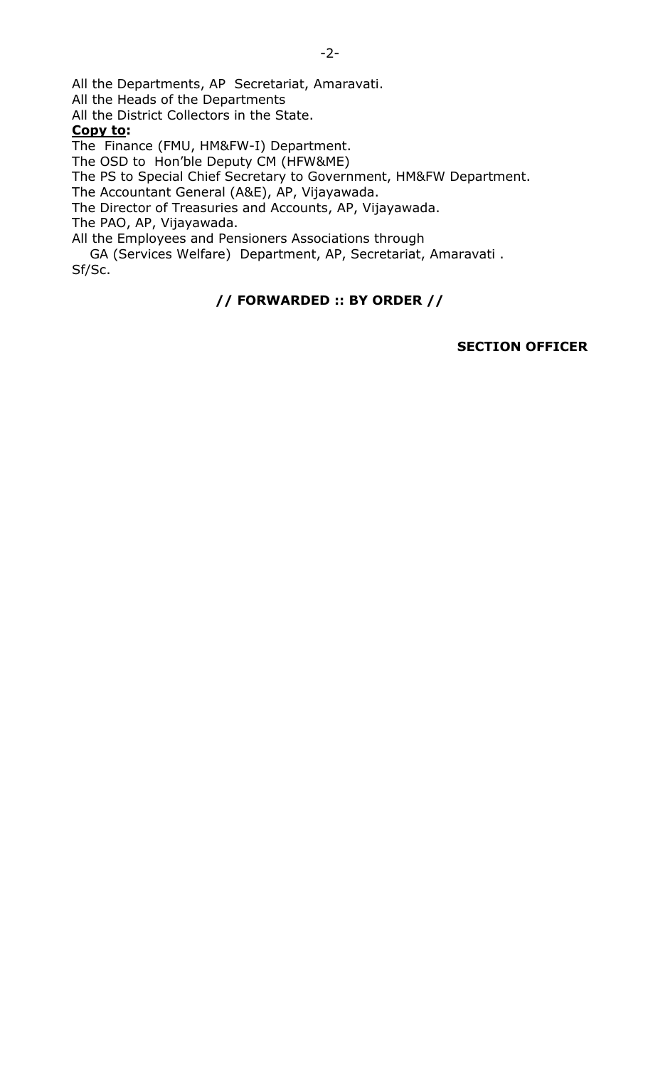All the Departments, AP Secretariat, Amaravati.
All the Heads of the Departments
All the District Collectors in the State.

**Copy to:**

The Finance (FMU, HM&FW-I) Department.
The OSD to Hon'ble Deputy CM (HFW&ME)
The PS to Special Chief Secretary to Government, HM&FW Department.
The Accountant General (A&E), AP, Vijayawada.
The Director of Treasuries and Accounts, AP, Vijayawada.
The PAO, AP, Vijayawada.
All the Employees and Pensioners Associations through
GA (Services Welfare) Department, AP, Secretariat, Amaravati .
Sf/Sc.

**// FORWARDED :: BY ORDER //**

**SECTION OFFICER**